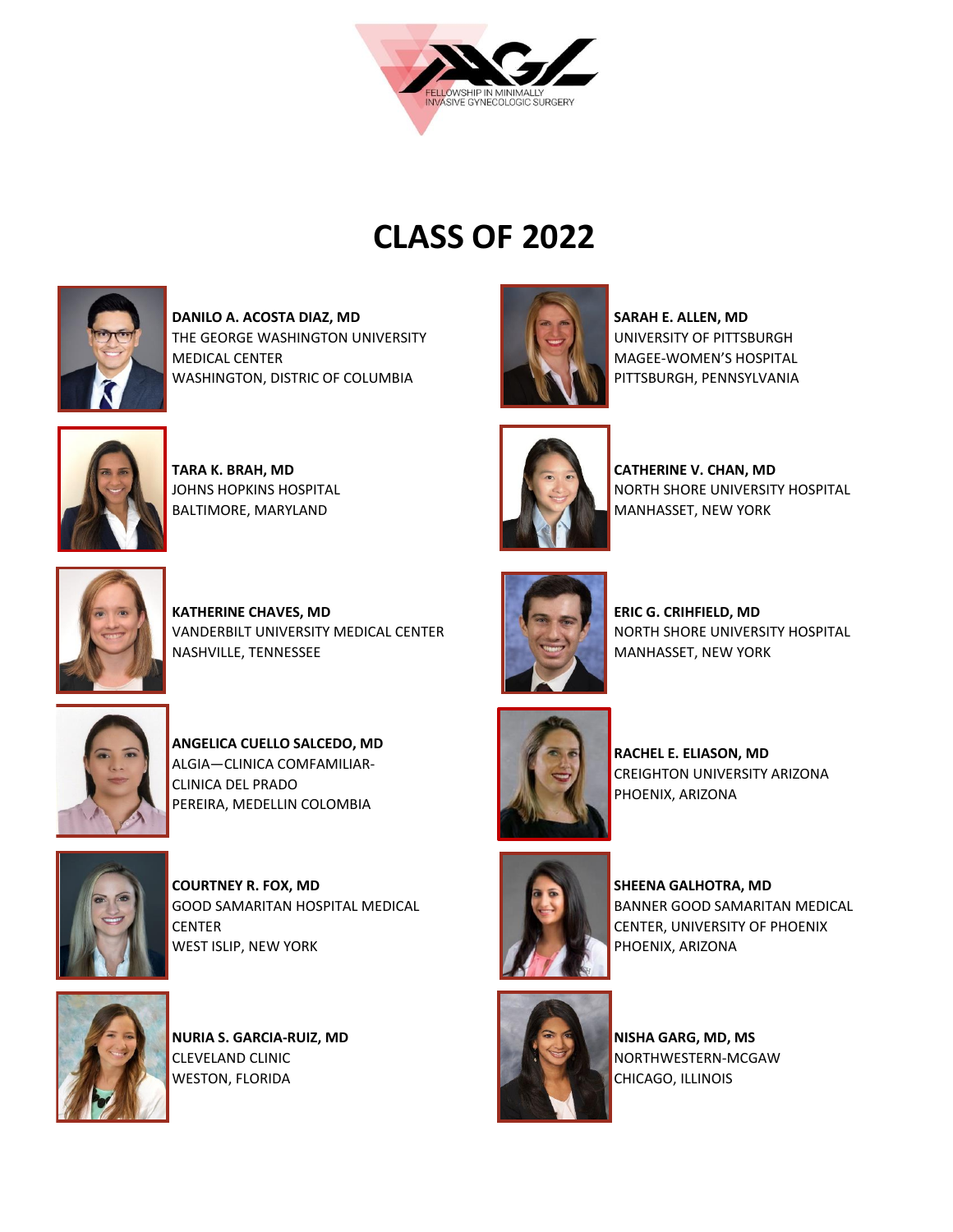FELLOWSHIP IN MINIMALLY INVASIVE GYNECOLOGIC SURGERY

# CLASS OF 2022

**DANILO A. ACOSTA DIAZ, MD**
THE GEORGE WASHINGTON UNIVERSITY MEDICAL CENTER
WASHINGTON, DISTRIC OF COLUMBIA

**SARAH E. ALLEN, MD**
UNIVERSITY OF PITTSBURGH
MAGEE-WOMEN'S HOSPITAL
PITTSBURGH, PENNSYLVANIA

**TARA K. BRAH, MD**
JOHNS HOPKINS HOSPITAL
BALTIMORE, MARYLAND

**CATHERINE V. CHAN, MD**
NORTH SHORE UNIVERSITY HOSPITAL
MANHASSET, NEW YORK

**KATHERINE CHAVES, MD**
VANDERBILT UNIVERSITY MEDICAL CENTER
NASHVILLE, TENNESSEE

**ERIC G. CRIHFIELD, MD**
NORTH SHORE UNIVERSITY HOSPITAL
MANHASSET, NEW YORK

**ANGELICA CUELLO SALCEDO, MD**
ALGIA—CLINICA COMFAMILIAR-CLINICA DEL PRADO
PEREIRA, MEDELLIN COLOMBIA

**RACHEL E. ELIASON, MD**
CREIGHTON UNIVERSITY ARIZONA
PHOENIX, ARIZONA

**COURTNEY R. FOX, MD**
GOOD SAMARITAN HOSPITAL MEDICAL CENTER
WEST ISLIP, NEW YORK

**SHEENA GALHOTRA, MD**
BANNER GOOD SAMARITAN MEDICAL CENTER, UNIVERSITY OF PHOENIX
PHOENIX, ARIZONA

**NURIA S. GARCIA-RUIZ, MD**
CLEVELAND CLINIC
WESTON, FLORIDA

**NISHA GARG, MD, MS**
NORTHWESTERN-MCGAW
CHICAGO, ILLINOIS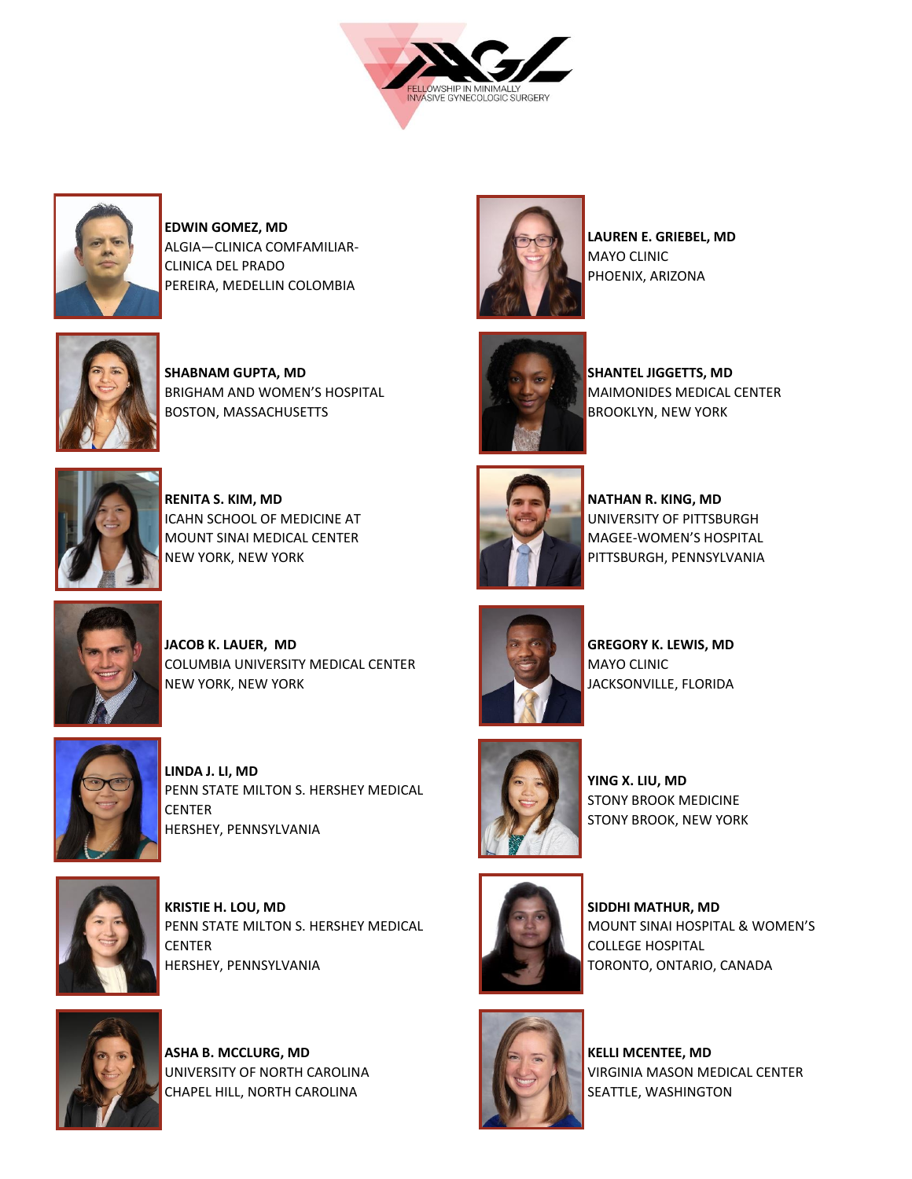FELLOWSHIP IN MINIMALLY INVASIVE GYNECOLOGIC SURGERY

**EDWIN GOMEZ, MD**
ALGIA—CLINICA COMFAMILIAR-CLINICA DEL PRADO
PEREIRA, MEDELLIN COLOMBIA

**LAUREN E. GRIEBEL, MD**
MAYO CLINIC
PHOENIX, ARIZONA

**SHABNAM GUPTA, MD**
BRIGHAM AND WOMEN'S HOSPITAL
BOSTON, MASSACHUSETTS

**SHANTEL JIGGETTS, MD**
MAIMONIDES MEDICAL CENTER
BROOKLYN, NEW YORK

**RENITA S. KIM, MD**
ICAHN SCHOOL OF MEDICINE AT MOUNT SINAI MEDICAL CENTER
NEW YORK, NEW YORK

**NATHAN R. KING, MD**
UNIVERSITY OF PITTSBURGH MAGEE-WOMEN'S HOSPITAL
PITTSBURGH, PENNSYLVANIA

**JACOB K. LAUER, MD**
COLUMBIA UNIVERSITY MEDICAL CENTER
NEW YORK, NEW YORK

**GREGORY K. LEWIS, MD**
MAYO CLINIC
JACKSONVILLE, FLORIDA

**LINDA J. LI, MD**
PENN STATE MILTON S. HERSHEY MEDICAL CENTER
HERSHEY, PENNSYLVANIA

**YING X. LIU, MD**
STONY BROOK MEDICINE
STONY BROOK, NEW YORK

**KRISTIE H. LOU, MD**
PENN STATE MILTON S. HERSHEY MEDICAL CENTER
HERSHEY, PENNSYLVANIA

**SIDDHI MATHUR, MD**
MOUNT SINAI HOSPITAL & WOMEN'S COLLEGE HOSPITAL
TORONTO, ONTARIO, CANADA

**ASHA B. MCCLURG, MD**
UNIVERSITY OF NORTH CAROLINA
CHAPEL HILL, NORTH CAROLINA

**KELLI MCENTEE, MD**
VIRGINIA MASON MEDICAL CENTER
SEATTLE, WASHINGTON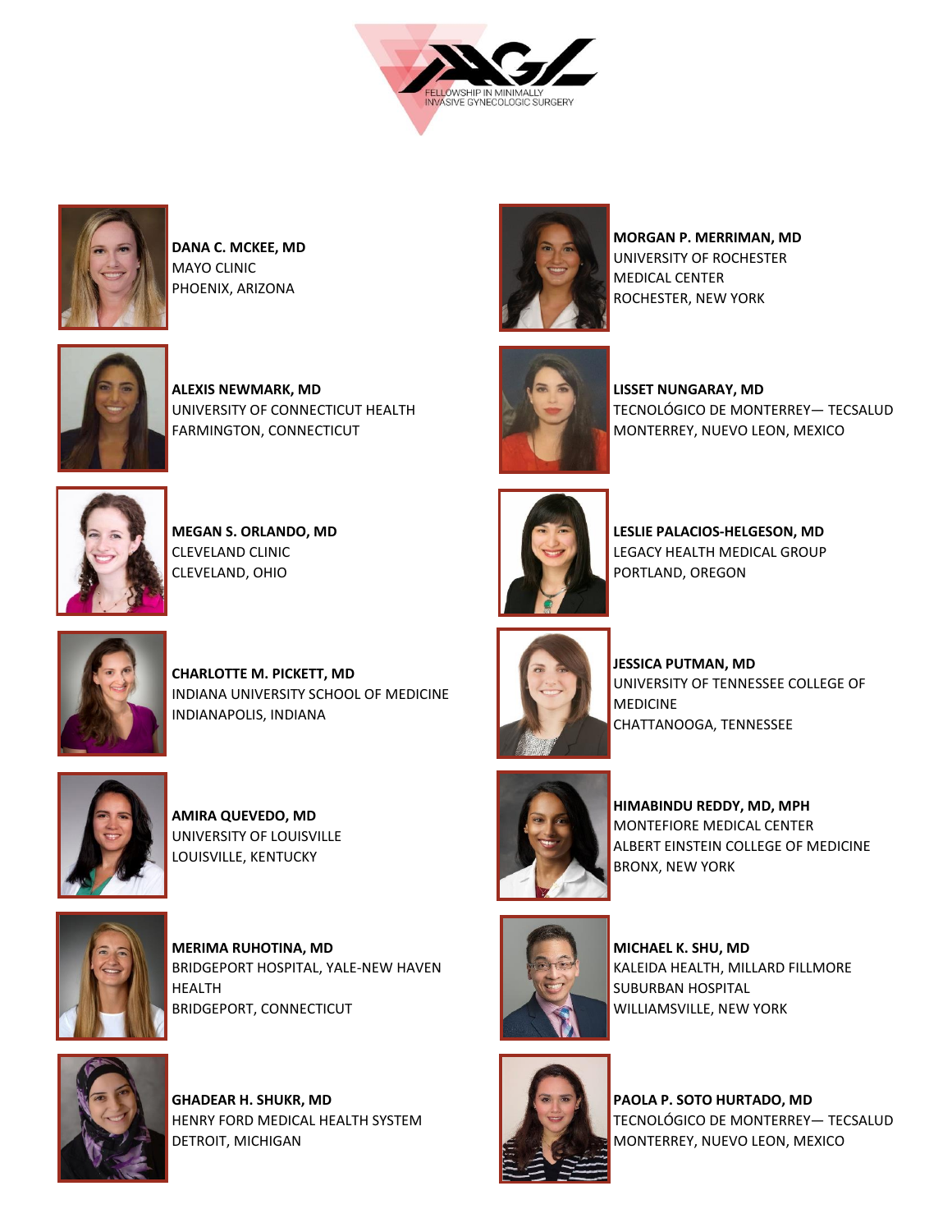FELLOWSHIP IN MINIMALLY INVASIVE GYNECOLOGIC SURGERY

**DANA C. MCKEE, MD**
MAYO CLINIC
PHOENIX, ARIZONA

**MORGAN P. MERRIMAN, MD**
UNIVERSITY OF ROCHESTER MEDICAL CENTER
ROCHESTER, NEW YORK

**ALEXIS NEWMARK, MD**
UNIVERSITY OF CONNECTICUT HEALTH
FARMINGTON, CONNECTICUT

**LISSET NUNGARAY, MD**
TECNOLÓGICO DE MONTERREY— TECSALUD
MONTERREY, NUEVO LEON, MEXICO

**MEGAN S. ORLANDO, MD**
CLEVELAND CLINIC
CLEVELAND, OHIO

**LESLIE PALACIOS-HELGESON, MD**
LEGACY HEALTH MEDICAL GROUP
PORTLAND, OREGON

**CHARLOTTE M. PICKETT, MD**
INDIANA UNIVERSITY SCHOOL OF MEDICINE
INDIANAPOLIS, INDIANA

**JESSICA PUTMAN, MD**
UNIVERSITY OF TENNESSEE COLLEGE OF MEDICINE
CHATTANOOGA, TENNESSEE

**AMIRA QUEVEDO, MD**
UNIVERSITY OF LOUISVILLE
LOUISVILLE, KENTUCKY

**HIMABINDU REDDY, MD, MPH**
MONTEFIORE MEDICAL CENTER
ALBERT EINSTEIN COLLEGE OF MEDICINE
BRONX, NEW YORK

**MERIMA RUHOTINA, MD**
BRIDGEPORT HOSPITAL, YALE-NEW HAVEN HEALTH
BRIDGEPORT, CONNECTICUT

**MICHAEL K. SHU, MD**
KALEIDA HEALTH, MILLARD FILLMORE SUBURBAN HOSPITAL
WILLIAMSVILLE, NEW YORK

**GHADEAR H. SHUKR, MD**
HENRY FORD MEDICAL HEALTH SYSTEM
DETROIT, MICHIGAN

**PAOLA P. SOTO HURTADO, MD**
TECNOLÓGICO DE MONTERREY— TECSALUD
MONTERREY, NUEVO LEON, MEXICO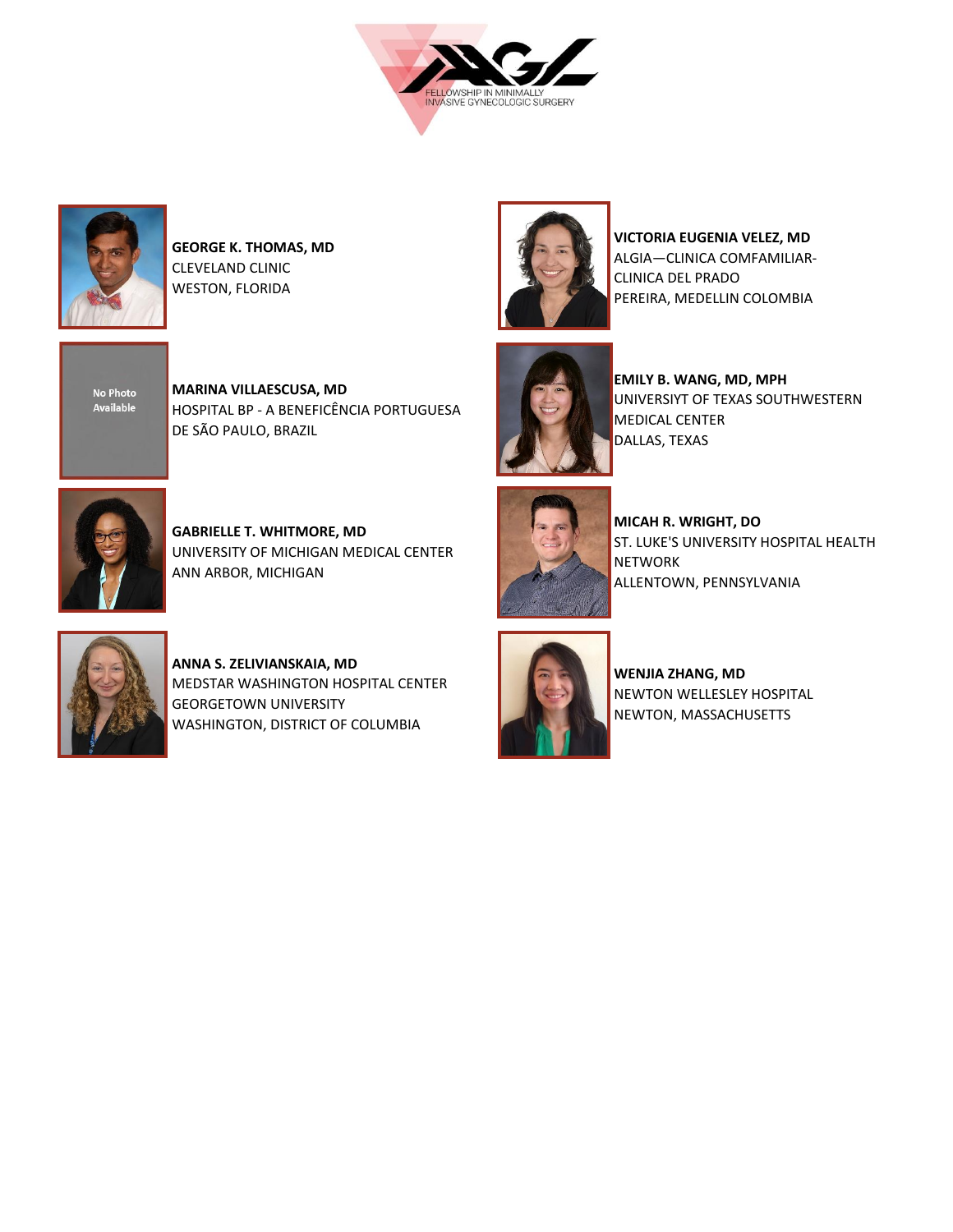FELLOWSHIP IN MINIMALLY INVASIVE GYNECOLOGIC SURGERY

No Photo Available

**GEORGE K. THOMAS, MD**
CLEVELAND CLINIC
WESTON, FLORIDA

**MARINA VILLAESCUSA, MD**
HOSPITAL BP - A BENEFICÊNCIA PORTUGUESA DE SÃO PAULO, BRAZIL

**GABRIELLE T. WHITMORE, MD**
UNIVERSITY OF MICHIGAN MEDICAL CENTER
ANN ARBOR, MICHIGAN

**ANNA S. ZELIVIANSKAIA, MD**
MEDSTAR WASHINGTON HOSPITAL CENTER
GEORGETOWN UNIVERSITY
WASHINGTON, DISTRICT OF COLUMBIA

**VICTORIA EUGENIA VELEZ, MD**
ALGIA—CLINICA COMFAMILIAR-CLINICA DEL PRADO
PEREIRA, MEDELLIN COLOMBIA

**EMILY B. WANG, MD, MPH**
UNIVERSIYT OF TEXAS SOUTHWESTERN MEDICAL CENTER
DALLAS, TEXAS

**MICAH R. WRIGHT, DO**
ST. LUKE'S UNIVERSITY HOSPITAL HEALTH NETWORK
ALLENTOWN, PENNSYLVANIA

**WENJIA ZHANG, MD**
NEWTON WELLESLEY HOSPITAL
NEWTON, MASSACHUSETTS